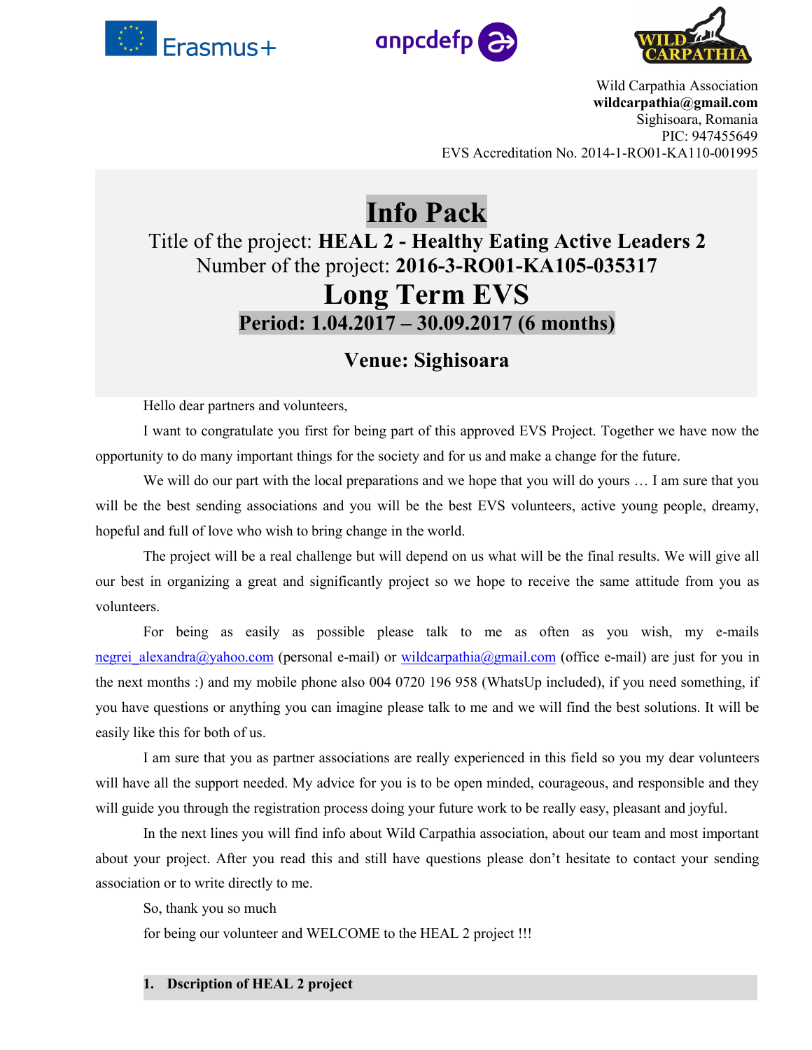Wild Carpathia Association
**wildcarpathia@gmail.com**
Sighisoara, Romania
PIC: 947455649
EVS Accreditation No. 2014-1-RO01-KA110-001995

# Info Pack

Title of the project: **HEAL 2 - Healthy Eating Active Leaders 2**
Number of the project: **2016-3-RO01-KA105-035317**

# Long Term EVS

**Period: 1.04.2017 – 30.09.2017 (6 months)**

## Venue: Sighisoara

Hello dear partners and volunteers,

I want to congratulate you first for being part of this approved EVS Project. Together we have now the opportunity to do many important things for the society and for us and make a change for the future.

We will do our part with the local preparations and we hope that you will do yours … I am sure that you will be the best sending associations and you will be the best EVS volunteers, active young people, dreamy, hopeful and full of love who wish to bring change in the world.

The project will be a real challenge but will depend on us what will be the final results. We will give all our best in organizing a great and significantly project so we hope to receive the same attitude from you as volunteers.

For being as easily as possible please talk to me as often as you wish, my e-mails negrei_alexandra@yahoo.com (personal e-mail) or wildcarpathia@gmail.com (office e-mail) are just for you in the next months :) and my mobile phone also 004 0720 196 958 (WhatsUp included), if you need something, if you have questions or anything you can imagine please talk to me and we will find the best solutions. It will be easily like this for both of us.

I am sure that you as partner associations are really experienced in this field so you my dear volunteers will have all the support needed. My advice for you is to be open minded, courageous, and responsible and they will guide you through the registration process doing your future work to be really easy, pleasant and joyful.

In the next lines you will find info about Wild Carpathia association, about our team and most important about your project. After you read this and still have questions please don't hesitate to contact your sending association or to write directly to me.

So, thank you so much

for being our volunteer and WELCOME to the HEAL 2 project !!!

## 1. Dscription of HEAL 2 project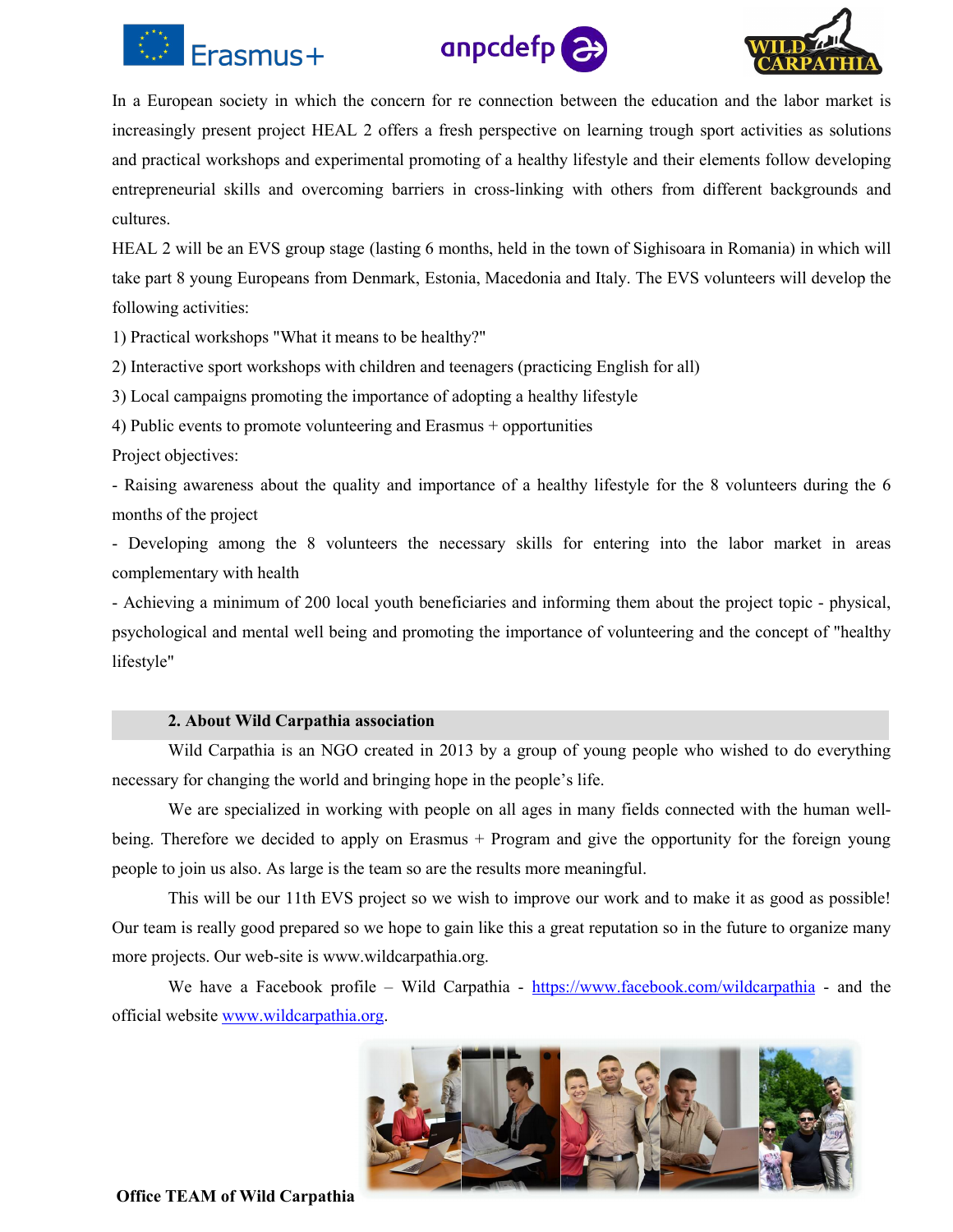In a European society in which the concern for re connection between the education and the labor market is increasingly present project HEAL 2 offers a fresh perspective on learning trough sport activities as solutions and practical workshops and experimental promoting of a healthy lifestyle and their elements follow developing entrepreneurial skills and overcoming barriers in cross-linking with others from different backgrounds and cultures.

HEAL 2 will be an EVS group stage (lasting 6 months, held in the town of Sighisoara in Romania) in which will take part 8 young Europeans from Denmark, Estonia, Macedonia and Italy. The EVS volunteers will develop the following activities:

1) Practical workshops "What it means to be healthy?"
2) Interactive sport workshops with children and teenagers (practicing English for all)
3) Local campaigns promoting the importance of adopting a healthy lifestyle
4) Public events to promote volunteering and Erasmus + opportunities

Project objectives:

- Raising awareness about the quality and importance of a healthy lifestyle for the 8 volunteers during the 6 months of the project
- Developing among the 8 volunteers the necessary skills for entering into the labor market in areas complementary with health
- Achieving a minimum of 200 local youth beneficiaries and informing them about the project topic - physical, psychological and mental well being and promoting the importance of volunteering and the concept of "healthy lifestyle"

## 2. About Wild Carpathia association

Wild Carpathia is an NGO created in 2013 by a group of young people who wished to do everything necessary for changing the world and bringing hope in the people's life.

We are specialized in working with people on all ages in many fields connected with the human well-being. Therefore we decided to apply on Erasmus + Program and give the opportunity for the foreign young people to join us also. As large is the team so are the results more meaningful.

This will be our 11th EVS project so we wish to improve our work and to make it as good as possible! Our team is really good prepared so we hope to gain like this a great reputation so in the future to organize many more projects. Our web-site is www.wildcarpathia.org.

We have a Facebook profile – Wild Carpathia - https://www.facebook.com/wildcarpathia - and the official website www.wildcarpathia.org.

**Office TEAM of Wild Carpathia**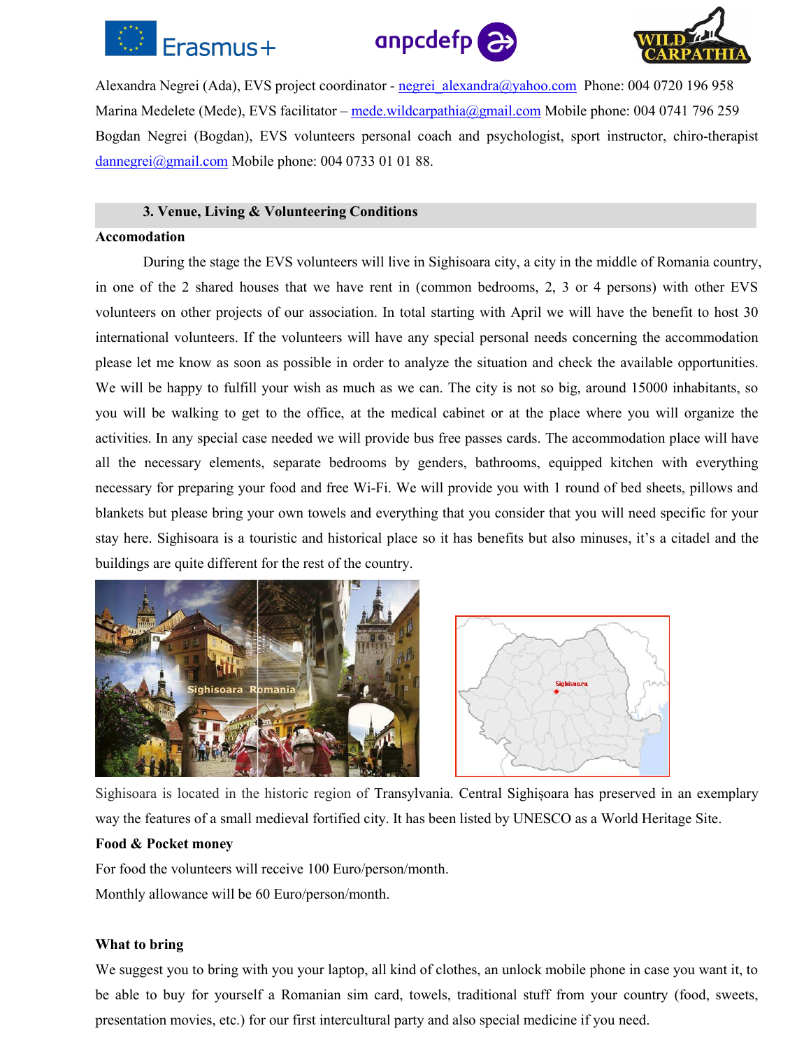Alexandra Negrei (Ada), EVS project coordinator - negrei_alexandra@yahoo.com Phone: 004 0720 196 958
Marina Medelete (Mede), EVS facilitator – mede.wildcarpathia@gmail.com Mobile phone: 004 0741 796 259
Bogdan Negrei (Bogdan), EVS volunteers personal coach and psychologist, sport instructor, chiro-therapist dannegrei@gmail.com Mobile phone: 004 0733 01 01 88.

## 3. Venue, Living & Volunteering Conditions

**Accomodation**

During the stage the EVS volunteers will live in Sighisoara city, a city in the middle of Romania country, in one of the 2 shared houses that we have rent in (common bedrooms, 2, 3 or 4 persons) with other EVS volunteers on other projects of our association. In total starting with April we will have the benefit to host 30 international volunteers. If the volunteers will have any special personal needs concerning the accommodation please let me know as soon as possible in order to analyze the situation and check the available opportunities. We will be happy to fulfill your wish as much as we can. The city is not so big, around 15000 inhabitants, so you will be walking to get to the office, at the medical cabinet or at the place where you will organize the activities. In any special case needed we will provide bus free passes cards. The accommodation place will have all the necessary elements, separate bedrooms by genders, bathrooms, equipped kitchen with everything necessary for preparing your food and free Wi-Fi. We will provide you with 1 round of bed sheets, pillows and blankets but please bring your own towels and everything that you consider that you will need specific for your stay here. Sighisoara is a touristic and historical place so it has benefits but also minuses, it's a citadel and the buildings are quite different for the rest of the country.

Sighisoara is located in the historic region of Transylvania. Central Sighișoara has preserved in an exemplary way the features of a small medieval fortified city. It has been listed by UNESCO as a World Heritage Site.

**Food & Pocket money**

For food the volunteers will receive 100 Euro/person/month.

Monthly allowance will be 60 Euro/person/month.

**What to bring**

We suggest you to bring with you your laptop, all kind of clothes, an unlock mobile phone in case you want it, to be able to buy for yourself a Romanian sim card, towels, traditional stuff from your country (food, sweets, presentation movies, etc.) for our first intercultural party and also special medicine if you need.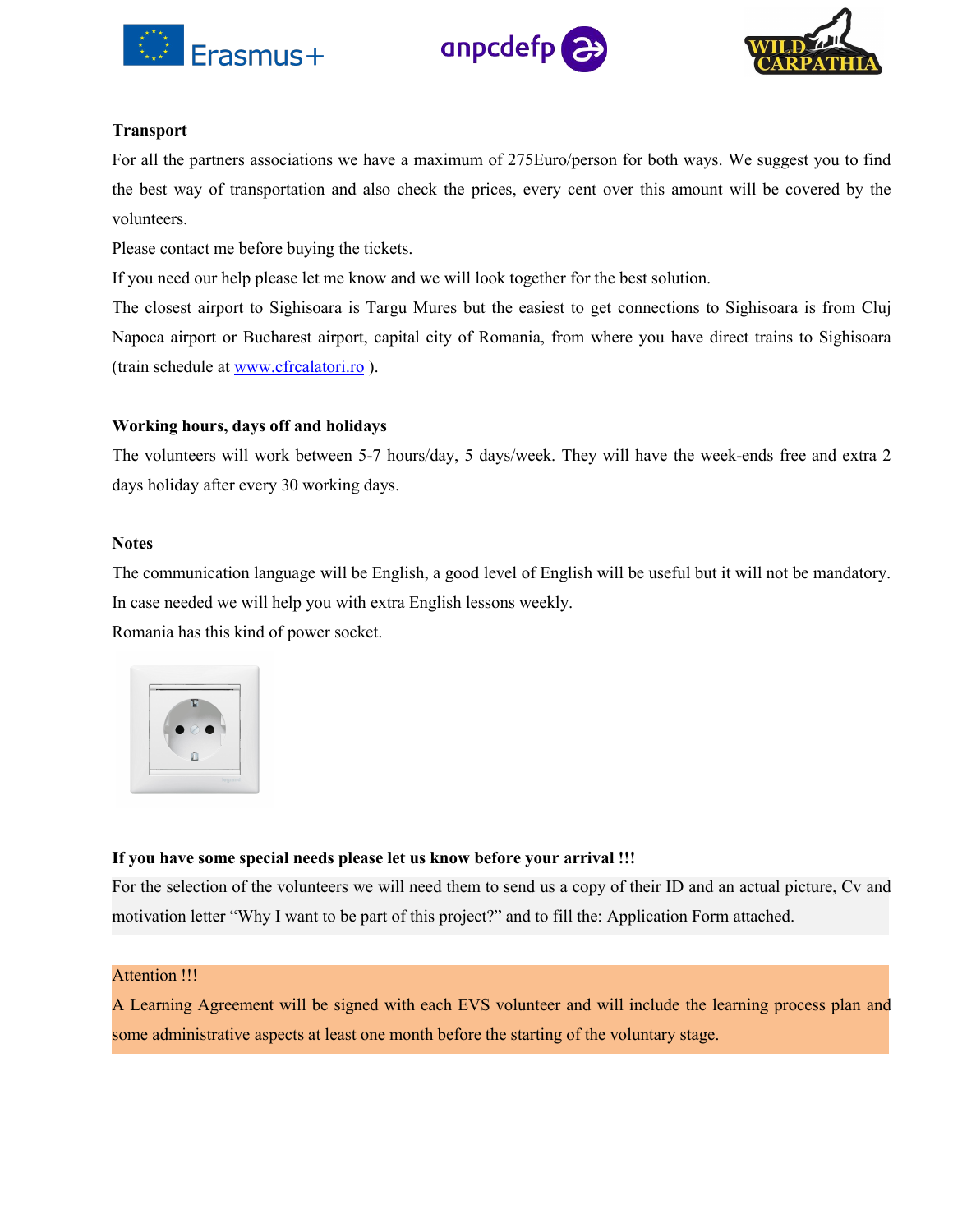**Transport**

For all the partners associations we have a maximum of 275Euro/person for both ways. We suggest you to find the best way of transportation and also check the prices, every cent over this amount will be covered by the volunteers.

Please contact me before buying the tickets.

If you need our help please let me know and we will look together for the best solution.

The closest airport to Sighisoara is Targu Mures but the easiest to get connections to Sighisoara is from Cluj Napoca airport or Bucharest airport, capital city of Romania, from where you have direct trains to Sighisoara (train schedule at [www.cfrcalatori.ro](http://www.cfrcalatori.ro) ).

**Working hours, days off and holidays**

The volunteers will work between 5-7 hours/day, 5 days/week. They will have the week-ends free and extra 2 days holiday after every 30 working days.

**Notes**

The communication language will be English, a good level of English will be useful but it will not be mandatory. In case needed we will help you with extra English lessons weekly.

Romania has this kind of power socket.

**If you have some special needs please let us know before your arrival !!!**

For the selection of the volunteers we will need them to send us a copy of their ID and an actual picture, Cv and motivation letter “Why I want to be part of this project?” and to fill the: Application Form attached.

Attention !!!

A Learning Agreement will be signed with each EVS volunteer and will include the learning process plan and some administrative aspects at least one month before the starting of the voluntary stage.